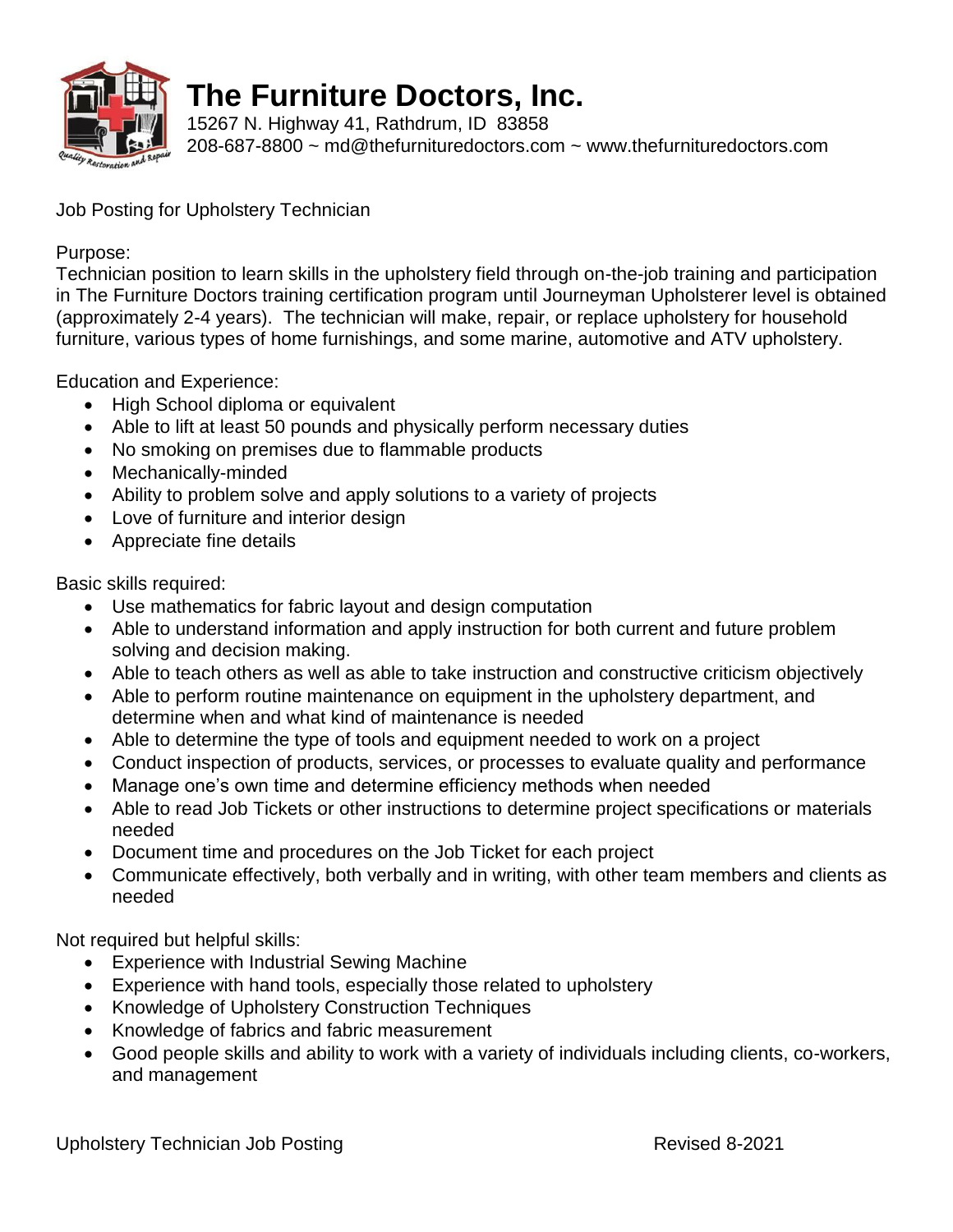# The Furniture Doctors, Inc.

15267 N. Highway 41, Rathdrum, ID 83858
208-687-8800 ~ md@thefurnituredoctors.com ~ www.thefurnituredoctors.com

Job Posting for Upholstery Technician

Purpose:
Technician position to learn skills in the upholstery field through on-the-job training and participation in The Furniture Doctors training certification program until Journeyman Upholsterer level is obtained (approximately 2-4 years). The technician will make, repair, or replace upholstery for household furniture, various types of home furnishings, and some marine, automotive and ATV upholstery.

Education and Experience:

- High School diploma or equivalent
- Able to lift at least 50 pounds and physically perform necessary duties
- No smoking on premises due to flammable products
- Mechanically-minded
- Ability to problem solve and apply solutions to a variety of projects
- Love of furniture and interior design
- Appreciate fine details

Basic skills required:

- Use mathematics for fabric layout and design computation
- Able to understand information and apply instruction for both current and future problem solving and decision making.
- Able to teach others as well as able to take instruction and constructive criticism objectively
- Able to perform routine maintenance on equipment in the upholstery department, and determine when and what kind of maintenance is needed
- Able to determine the type of tools and equipment needed to work on a project
- Conduct inspection of products, services, or processes to evaluate quality and performance
- Manage one's own time and determine efficiency methods when needed
- Able to read Job Tickets or other instructions to determine project specifications or materials needed
- Document time and procedures on the Job Ticket for each project
- Communicate effectively, both verbally and in writing, with other team members and clients as needed

Not required but helpful skills:

- Experience with Industrial Sewing Machine
- Experience with hand tools, especially those related to upholstery
- Knowledge of Upholstery Construction Techniques
- Knowledge of fabrics and fabric measurement
- Good people skills and ability to work with a variety of individuals including clients, co-workers, and management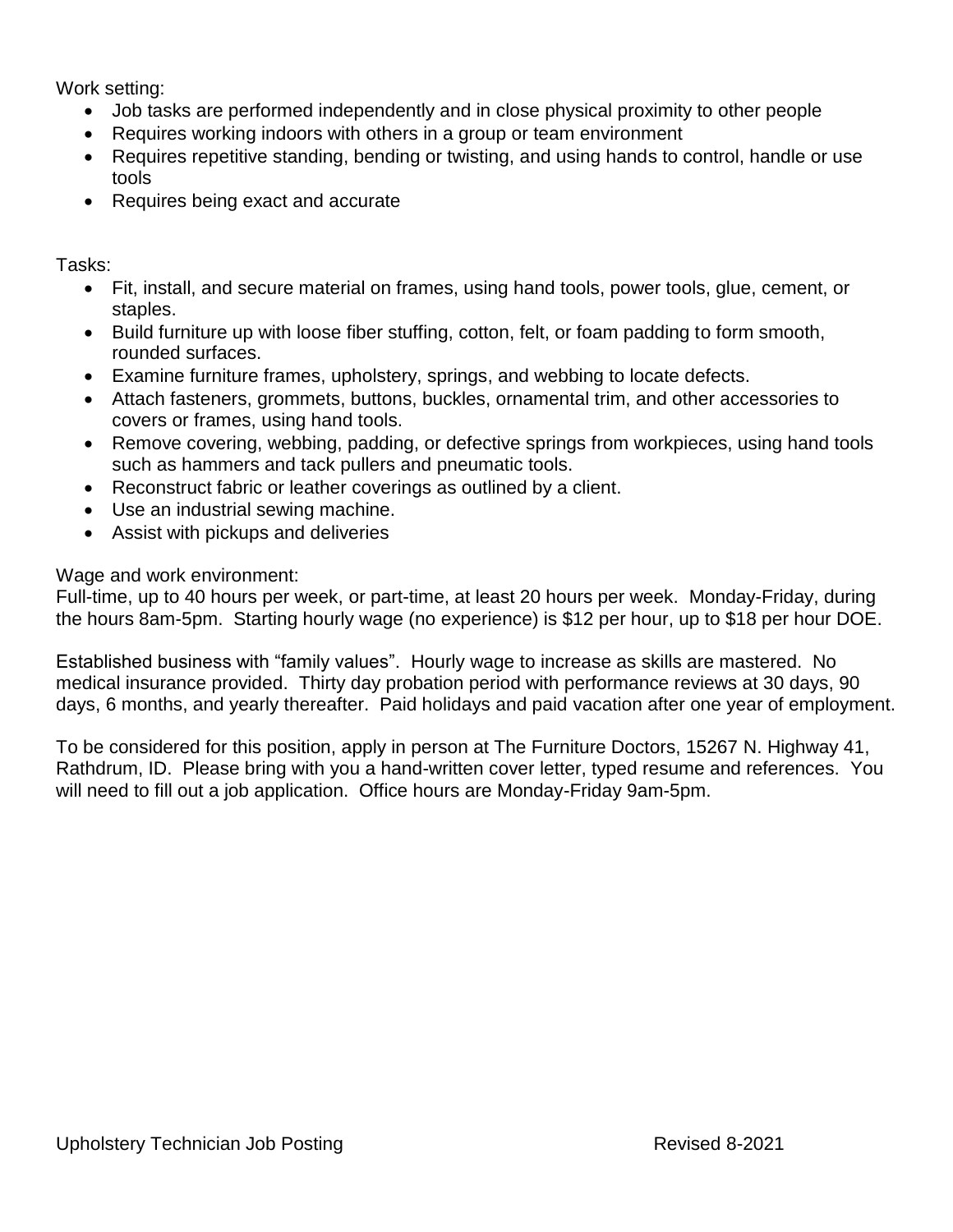Work setting:

- Job tasks are performed independently and in close physical proximity to other people
- Requires working indoors with others in a group or team environment
- Requires repetitive standing, bending or twisting, and using hands to control, handle or use tools
- Requires being exact and accurate

Tasks:

- Fit, install, and secure material on frames, using hand tools, power tools, glue, cement, or staples.
- Build furniture up with loose fiber stuffing, cotton, felt, or foam padding to form smooth, rounded surfaces.
- Examine furniture frames, upholstery, springs, and webbing to locate defects.
- Attach fasteners, grommets, buttons, buckles, ornamental trim, and other accessories to covers or frames, using hand tools.
- Remove covering, webbing, padding, or defective springs from workpieces, using hand tools such as hammers and tack pullers and pneumatic tools.
- Reconstruct fabric or leather coverings as outlined by a client.
- Use an industrial sewing machine.
- Assist with pickups and deliveries

Wage and work environment:

Full-time, up to 40 hours per week, or part-time, at least 20 hours per week. Monday-Friday, during the hours 8am-5pm. Starting hourly wage (no experience) is $12 per hour, up to $18 per hour DOE.

Established business with "family values". Hourly wage to increase as skills are mastered. No medical insurance provided. Thirty day probation period with performance reviews at 30 days, 90 days, 6 months, and yearly thereafter. Paid holidays and paid vacation after one year of employment.

To be considered for this position, apply in person at The Furniture Doctors, 15267 N. Highway 41, Rathdrum, ID. Please bring with you a hand-written cover letter, typed resume and references. You will need to fill out a job application. Office hours are Monday-Friday 9am-5pm.